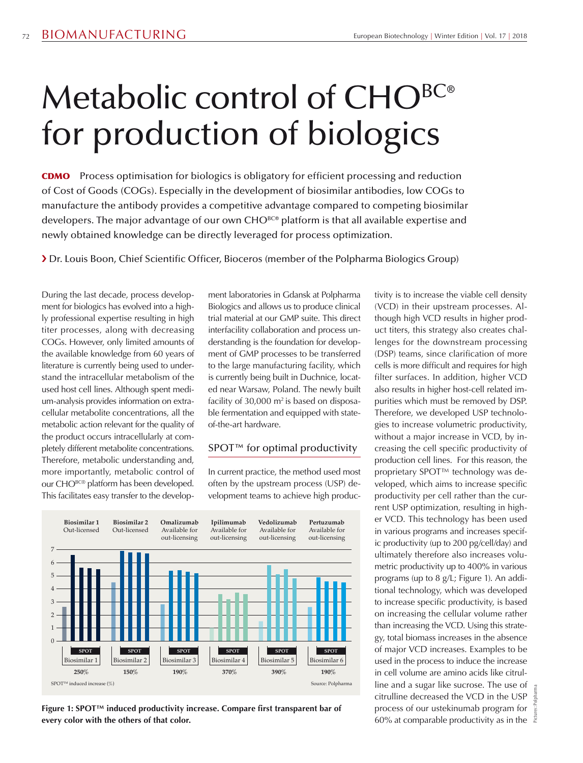# Metabolic control of CHO[BC®] for production of biologics

**CDMO** Process optimisation for biologics is obligatory for efficient processing and reduction of Cost of Goods (COGs). Especially in the development of biosimilar antibodies, low COGs to manufacture the antibody provides a competitive advantage compared to competing biosimilar developers. The major advantage of our own CHO[BC®] platform is that all available expertise and newly obtained knowledge can be directly leveraged for process optimization.

› Dr. Louis Boon, Chief Scientific Officer, Bioceros (member of the Polpharma Biologics Group)

During the last decade, process development for biologics has evolved into a highly professional expertise resulting in high titer processes, along with decreasing COGs. However, only limited amounts of the available knowledge from 60 years of literature is currently being used to understand the intracellular metabolism of the used host cell lines. Although spent medium-analysis provides information on extracellular metabolite concentrations, all the metabolic action relevant for the quality of the product occurs intracellularly at completely different metabolite concentrations. Therefore, metabolic understanding and, more importantly, metabolic control of our CHO[BC®] platform has been developed. This facilitates easy transfer to the development laboratories in Gdansk at Polpharma Biologics and allows us to produce clinical trial material at our GMP suite. This direct interfacility collaboration and process understanding is the foundation for development of GMP processes to be transferred to the large manufacturing facility, which is currently being built in Duchnice, located near Warsaw, Poland. The newly built facility of 30,000 $m^2$ is based on disposable fermentation and equipped with state-of-the-art hardware.

## SPOT™ for optimal productivity

In current practice, the method used most often by the upstream process (USP) development teams to achieve high productivity is to increase the viable cell density (VCD) in their upstream processes. Although high VCD results in higher product titers, this strategy also creates challenges for the downstream processing (DSP) teams, since clarification of more cells is more difficult and requires for high filter surfaces. In addition, higher VCD also results in higher host-cell related impurities which must be removed by DSP. Therefore, we developed USP technologies to increase volumetric productivity, without a major increase in VCD, by increasing the cell specific productivity of production cell lines. For this reason, the proprietary SPOT™ technology was developed, which aims to increase specific productivity per cell rather than the current USP optimization, resulting in higher VCD. This technology has been used in various programs and increases specific productivity (up to 200 pg/cell/day) and ultimately therefore also increases volumetric productivity up to 400% in various programs (up to 8 g/L; Figure 1). An additional technology, which was developed to increase specific productivity, is based on increasing the cellular volume rather than increasing the VCD. Using this strategy, total biomass increases in the absence of major VCD increases. Examples to be used in the process to induce the increase in cell volume are amino acids like citrulline and a sugar like sucrose. The use of citrulline decreased the VCD in the USP process of our ustekinumab program for 60% at comparable productivity as in the

| | Biosimilar 1 | Biosimilar 2 | Omalizumab | Ipilimumab | Vedolizumab | Pertuzumab |
|---|---|---|---|---|---|---|
| Status | Out-licensed | Out-licensed | Available for out-licensing | Available for out-licensing | Available for out-licensing | Available for out-licensing |
| SPOT | Biosimilar 1 | Biosimilar 2 | Biosimilar 3 | Biosimilar 4 | Biosimilar 5 | Biosimilar 6 |
| SPOT™ induced increase (%) | 250% | 150% | 190% | 370% | 390% | 190% |

Source: Polpharma

**Figure 1: SPOT™ induced productivity increase. Compare first transparent bar of every color with the others of that color.**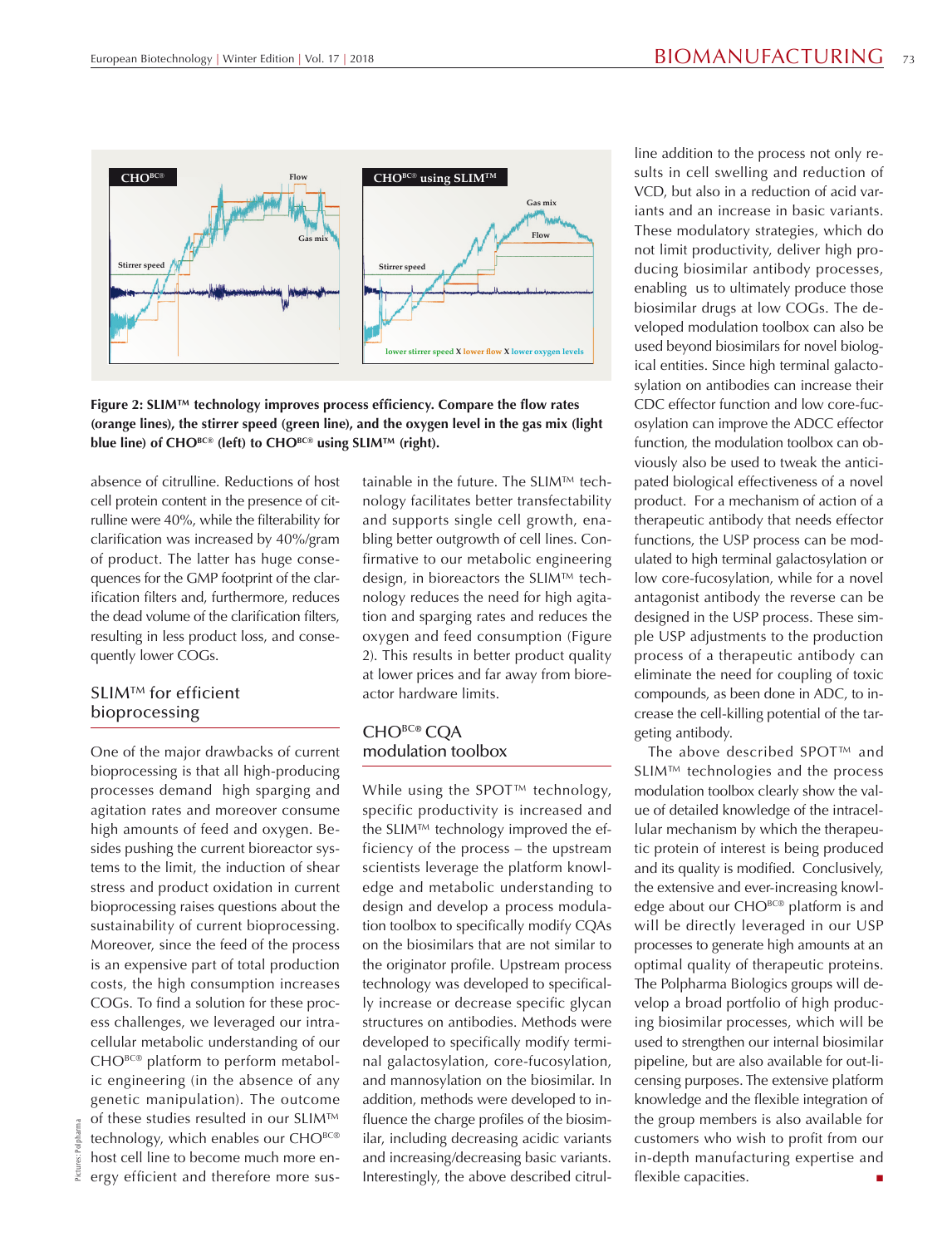CHO[BC®]

Flow

Gas mix

Stirrer speed

CHO[BC®] using SLIM™

Gas mix

Flow

Stirrer speed

lower stirrer speed X lower flow X lower oxygen levels

**Figure 2: SLIM™ technology improves process efficiency. Compare the flow rates (orange lines), the stirrer speed (green line), and the oxygen level in the gas mix (light blue line) of CHO[BC®] (left) to CHO[BC®] using SLIM™ (right).**

absence of citrulline. Reductions of host cell protein content in the presence of citrulline were 40%, while the filterability for clarification was increased by 40%/gram of product. The latter has huge consequences for the GMP footprint of the clarification filters and, furthermore, reduces the dead volume of the clarification filters, resulting in less product loss, and consequently lower COGs.

## SLIM™ for efficient bioprocessing

One of the major drawbacks of current bioprocessing is that all high-producing processes demand high sparging and agitation rates and moreover consume high amounts of feed and oxygen. Besides pushing the current bioreactor systems to the limit, the induction of shear stress and product oxidation in current bioprocessing raises questions about the sustainability of current bioprocessing. Moreover, since the feed of the process is an expensive part of total production costs, the high consumption increases COGs. To find a solution for these process challenges, we leveraged our intracellular metabolic understanding of our CHO[BC®] platform to perform metabolic engineering (in the absence of any genetic manipulation). The outcome of these studies resulted in our SLIM™ technology, which enables our CHO[BC®] host cell line to become much more energy efficient and therefore more sustainable in the future. The SLIM™ technology facilitates better transfectability and supports single cell growth, enabling better outgrowth of cell lines. Confirmative to our metabolic engineering design, in bioreactors the SLIM™ technology reduces the need for high agitation and sparging rates and reduces the oxygen and feed consumption (Figure 2). This results in better product quality at lower prices and far away from bioreactor hardware limits.

## CHO[BC®] CQA modulation toolbox

While using the SPOT™ technology, specific productivity is increased and the SLIM™ technology improved the efficiency of the process – the upstream scientists leverage the platform knowledge and metabolic understanding to design and develop a process modulation toolbox to specifically modify CQAs on the biosimilars that are not similar to the originator profile. Upstream process technology was developed to specifically increase or decrease specific glycan structures on antibodies. Methods were developed to specifically modify terminal galactosylation, core-fucosylation, and mannosylation on the biosimilar. In addition, methods were developed to influence the charge profiles of the biosimilar, including decreasing acidic variants and increasing/decreasing basic variants. Interestingly, the above described citrulline addition to the process not only results in cell swelling and reduction of VCD, but also in a reduction of acid variants and an increase in basic variants. These modulatory strategies, which do not limit productivity, deliver high producing biosimilar antibody processes, enabling us to ultimately produce those biosimilar drugs at low COGs. The developed modulation toolbox can also be used beyond biosimilars for novel biological entities. Since high terminal galactosylation on antibodies can increase their CDC effector function and low core-fucosylation can improve the ADCC effector function, the modulation toolbox can obviously also be used to tweak the anticipated biological effectiveness of a novel product. For a mechanism of action of a therapeutic antibody that needs effector functions, the USP process can be modulated to high terminal galactosylation or low core-fucosylation, while for a novel antagonist antibody the reverse can be designed in the USP process. These simple USP adjustments to the production process of a therapeutic antibody can eliminate the need for coupling of toxic compounds, as been done in ADC, to increase the cell-killing potential of the targeting antibody.

The above described SPOT™ and SLIM™ technologies and the process modulation toolbox clearly show the value of detailed knowledge of the intracellular mechanism by which the therapeutic protein of interest is being produced and its quality is modified. Conclusively, the extensive and ever-increasing knowledge about our CHO[BC®] platform is and will be directly leveraged in our USP processes to generate high amounts at an optimal quality of therapeutic proteins. The Polpharma Biologics groups will develop a broad portfolio of high producing biosimilar processes, which will be used to strengthen our internal biosimilar pipeline, but are also available for out-licensing purposes. The extensive platform knowledge and the flexible integration of the group members is also available for customers who wish to profit from our in-depth manufacturing expertise and flexible capacities. ■

Pictures: Polpharma